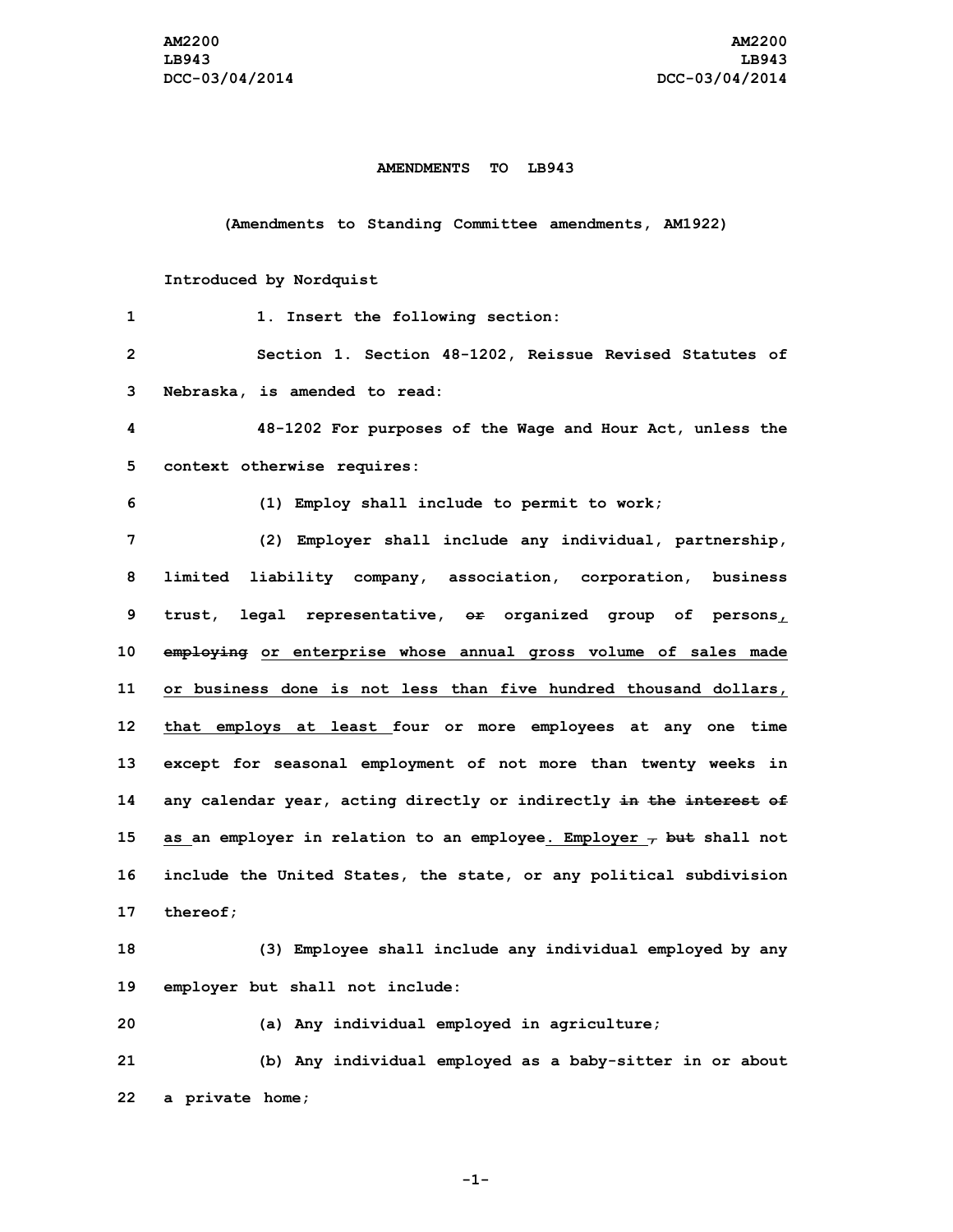**AMENDMENTS TO LB943**

**(Amendments to Standing Committee amendments, AM1922)**

**Introduced by Nordquist**

1 1. Insert the following section:

2 Section 1. Section 48-1202, Reissue Revised Statutes of

3 Nebraska, is amended to read:

4 48-1202 For purposes of the Wage and Hour Act, unless the

5 context otherwise requires:

6 (1) Employ shall include to permit to work;

7 (2) Employer shall include any individual, partnership,

8 limited liability company, association, corporation, business

9 trust, legal representative, ~~or~~ organized group of persons,

10 ~~employing~~ or enterprise whose annual gross volume of sales made

11 or business done is not less than five hundred thousand dollars,

12 that employs at least four or more employees at any one time

13 except for seasonal employment of not more than twenty weeks in

14 any calendar year, acting directly or indirectly ~~in the interest of~~

15 as an employer in relation to an employee. Employer ~~, but~~ shall not

16 include the United States, the state, or any political subdivision

17 thereof;

18 (3) Employee shall include any individual employed by any

19 employer but shall not include:

20 (a) Any individual employed in agriculture;

21 (b) Any individual employed as a baby-sitter in or about

22 a private home;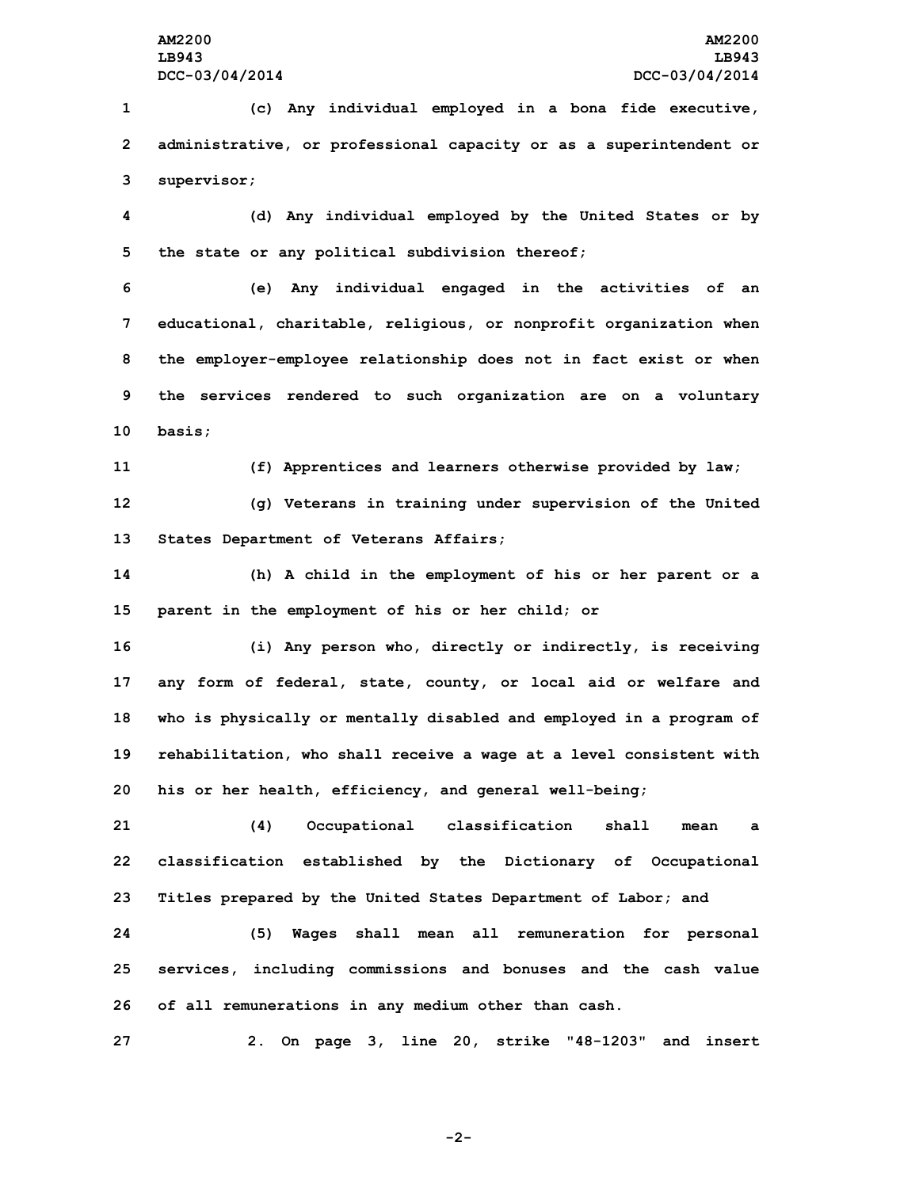(c) Any individual employed in a bona fide executive, administrative, or professional capacity or as a superintendent or supervisor;

(d) Any individual employed by the United States or by the state or any political subdivision thereof;

(e) Any individual engaged in the activities of an educational, charitable, religious, or nonprofit organization when the employer-employee relationship does not in fact exist or when the services rendered to such organization are on a voluntary basis;

(f) Apprentices and learners otherwise provided by law;

(g) Veterans in training under supervision of the United States Department of Veterans Affairs;

(h) A child in the employment of his or her parent or a parent in the employment of his or her child; or

(i) Any person who, directly or indirectly, is receiving any form of federal, state, county, or local aid or welfare and who is physically or mentally disabled and employed in a program of rehabilitation, who shall receive a wage at a level consistent with his or her health, efficiency, and general well-being;

(4) Occupational classification shall mean a classification established by the Dictionary of Occupational Titles prepared by the United States Department of Labor; and

(5) Wages shall mean all remuneration for personal services, including commissions and bonuses and the cash value of all remunerations in any medium other than cash.

2. On page 3, line 20, strike "48-1203" and insert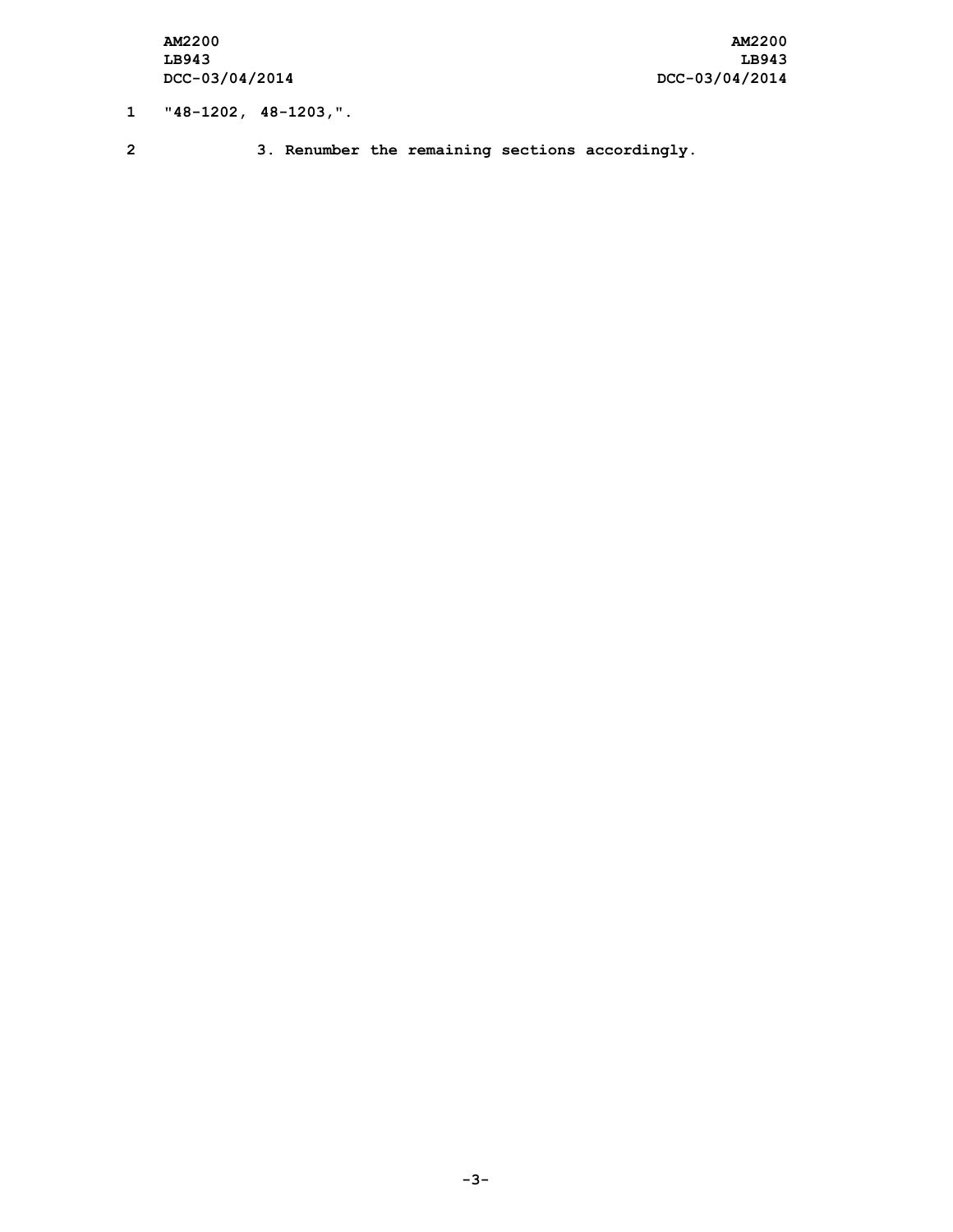"48-1202, 48-1203,".

3. Renumber the remaining sections accordingly.